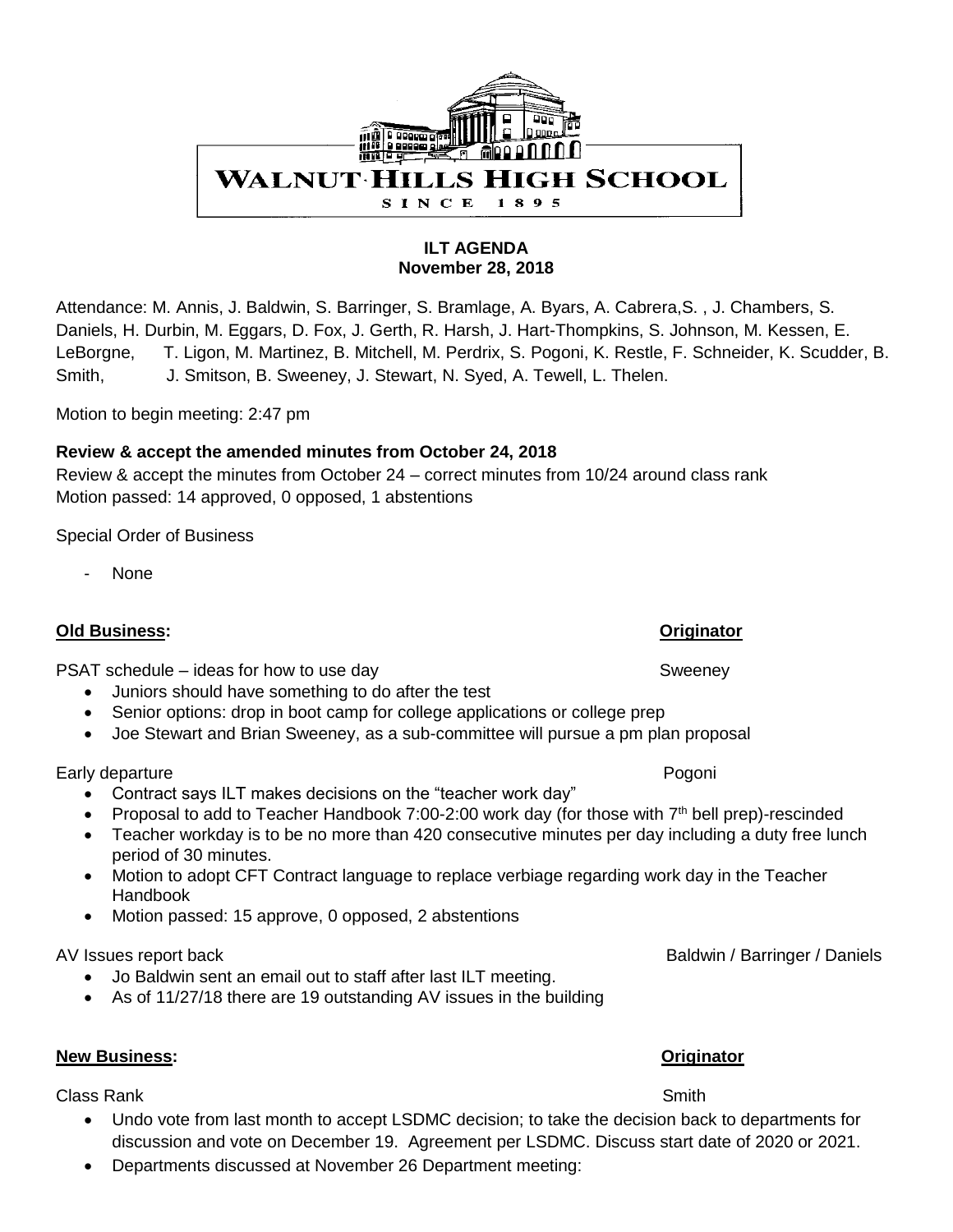WALNUT HILLS HIGH SCHOOL

SINCE 1895

**ILT AGENDA**
**November 28, 2018**

Attendance: M. Annis, J. Baldwin, S. Barringer, S. Bramlage, A. Byars, A. Cabrera,S. , J. Chambers, S. Daniels, H. Durbin, M. Eggars, D. Fox, J. Gerth, R. Harsh, J. Hart-Thompkins, S. Johnson, M. Kessen, E. LeBorgne, T. Ligon, M. Martinez, B. Mitchell, M. Perdrix, S. Pogoni, K. Restle, F. Schneider, K. Scudder, B. Smith, J. Smitson, B. Sweeney, J. Stewart, N. Syed, A. Tewell, L. Thelen.

Motion to begin meeting: 2:47 pm

**Review & accept the amended minutes from October 24, 2018**

Review & accept the minutes from October 24 – correct minutes from 10/24 around class rank

Motion passed: 14 approved, 0 opposed, 1 abstentions

Special Order of Business

- None

**Old Business:** **Originator**

PSAT schedule – ideas for how to use day — Sweeney

- Juniors should have something to do after the test
- Senior options: drop in boot camp for college applications or college prep
- Joe Stewart and Brian Sweeney, as a sub-committee will pursue a pm plan proposal

Early departure — Pogoni

- Contract says ILT makes decisions on the "teacher work day"
- Proposal to add to Teacher Handbook 7:00-2:00 work day (for those with 7th bell prep)-rescinded
- Teacher workday is to be no more than 420 consecutive minutes per day including a duty free lunch period of 30 minutes.
- Motion to adopt CFT Contract language to replace verbiage regarding work day in the Teacher Handbook
- Motion passed: 15 approve, 0 opposed, 2 abstentions

AV Issues report back — Baldwin / Barringer / Daniels

- Jo Baldwin sent an email out to staff after last ILT meeting.
- As of 11/27/18 there are 19 outstanding AV issues in the building

**New Business:** **Originator**

Class Rank — Smith

- Undo vote from last month to accept LSDMC decision; to take the decision back to departments for discussion and vote on December 19. Agreement per LSDMC. Discuss start date of 2020 or 2021.
- Departments discussed at November 26 Department meeting: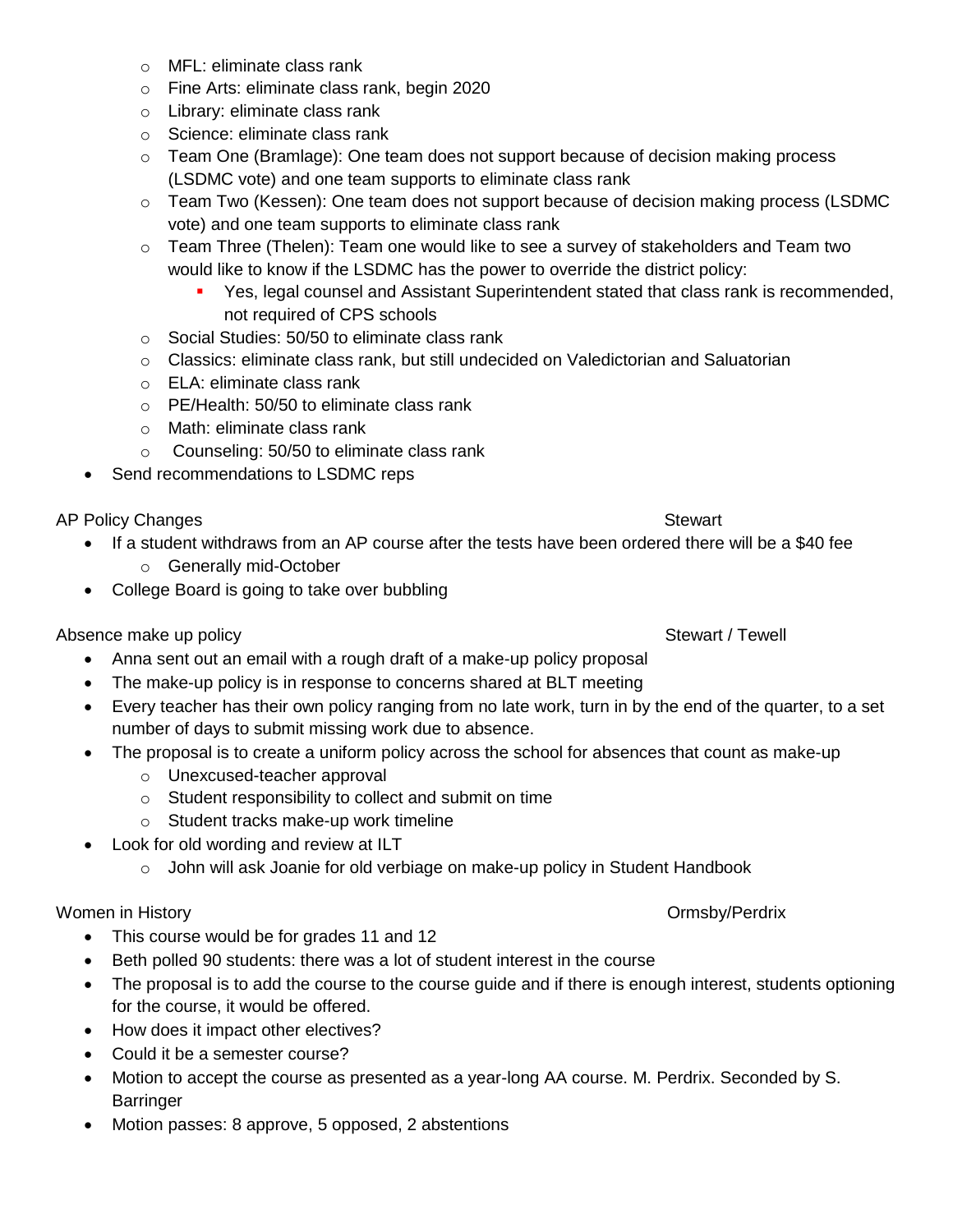- MFL: eliminate class rank
  - Fine Arts: eliminate class rank, begin 2020
  - Library: eliminate class rank
  - Science: eliminate class rank
  - Team One (Bramlage): One team does not support because of decision making process (LSDMC vote) and one team supports to eliminate class rank
  - Team Two (Kessen): One team does not support because of decision making process (LSDMC vote) and one team supports to eliminate class rank
  - Team Three (Thelen): Team one would like to see a survey of stakeholders and Team two would like to know if the LSDMC has the power to override the district policy:
    - Yes, legal counsel and Assistant Superintendent stated that class rank is recommended, not required of CPS schools
  - Social Studies: 50/50 to eliminate class rank
  - Classics: eliminate class rank, but still undecided on Valedictorian and Saluatorian
  - ELA: eliminate class rank
  - PE/Health: 50/50 to eliminate class rank
  - Math: eliminate class rank
  - Counseling: 50/50 to eliminate class rank
- Send recommendations to LSDMC reps

AP Policy Changes — Stewart

- If a student withdraws from an AP course after the tests have been ordered there will be a $40 fee
  - Generally mid-October
- College Board is going to take over bubbling

Absence make up policy — Stewart / Tewell

- Anna sent out an email with a rough draft of a make-up policy proposal
- The make-up policy is in response to concerns shared at BLT meeting
- Every teacher has their own policy ranging from no late work, turn in by the end of the quarter, to a set number of days to submit missing work due to absence.
- The proposal is to create a uniform policy across the school for absences that count as make-up
  - Unexcused-teacher approval
  - Student responsibility to collect and submit on time
  - Student tracks make-up work timeline
- Look for old wording and review at ILT
  - John will ask Joanie for old verbiage on make-up policy in Student Handbook

Women in History — Ormsby/Perdrix

- This course would be for grades 11 and 12
- Beth polled 90 students: there was a lot of student interest in the course
- The proposal is to add the course to the course guide and if there is enough interest, students optioning for the course, it would be offered.
- How does it impact other electives?
- Could it be a semester course?
- Motion to accept the course as presented as a year-long AA course. M. Perdrix. Seconded by S. Barringer
- Motion passes: 8 approve, 5 opposed, 2 abstentions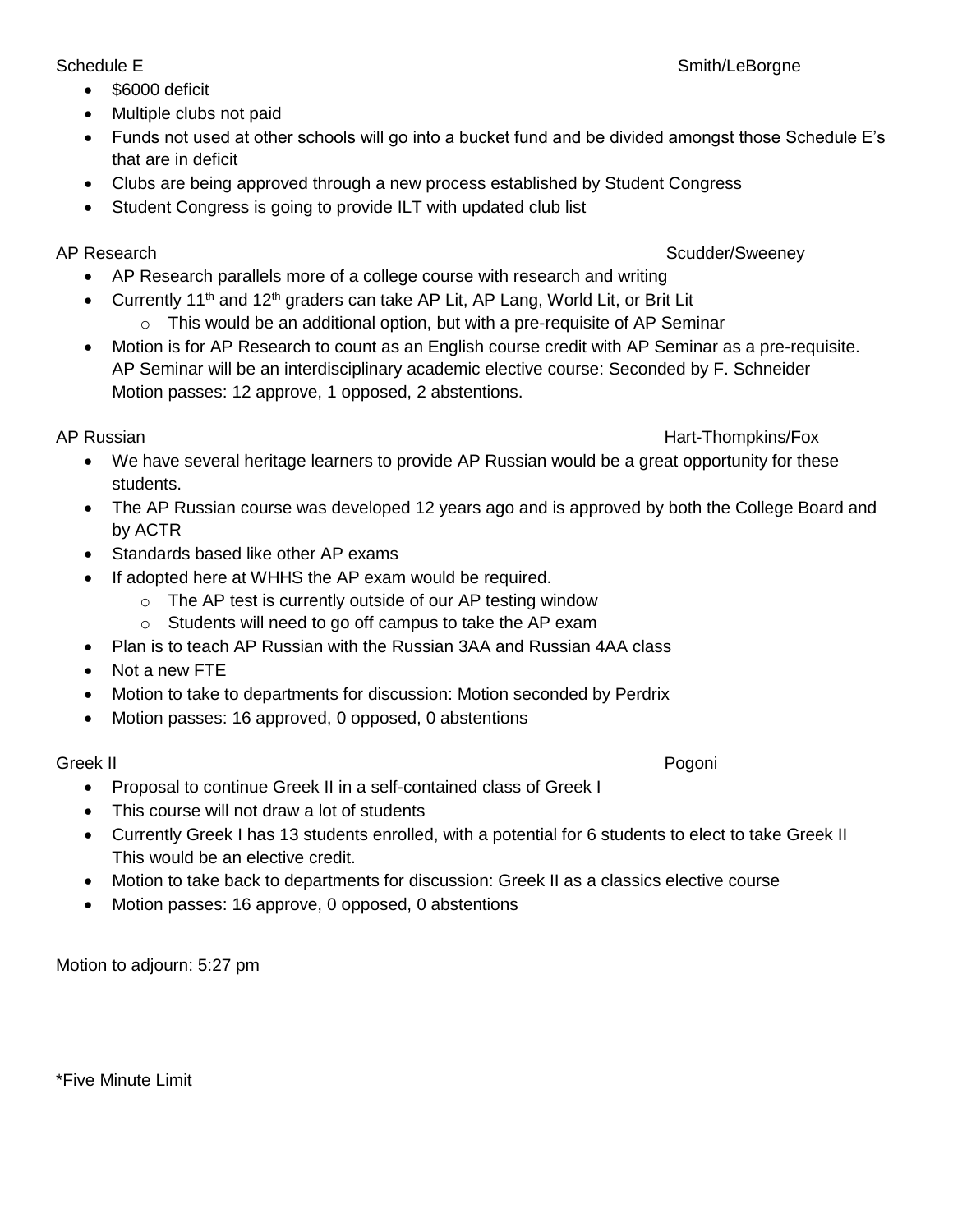Schedule E Smith/LeBorgne

- $6000 deficit
- Multiple clubs not paid
- Funds not used at other schools will go into a bucket fund and be divided amongst those Schedule E's that are in deficit
- Clubs are being approved through a new process established by Student Congress
- Student Congress is going to provide ILT with updated club list

AP Research Scudder/Sweeney

- AP Research parallels more of a college course with research and writing
- Currently 11th and 12th graders can take AP Lit, AP Lang, World Lit, or Brit Lit
  - This would be an additional option, but with a pre-requisite of AP Seminar
- Motion is for AP Research to count as an English course credit with AP Seminar as a pre-requisite. AP Seminar will be an interdisciplinary academic elective course: Seconded by F. Schneider
  Motion passes: 12 approve, 1 opposed, 2 abstentions.

AP Russian Hart-Thompkins/Fox

- We have several heritage learners to provide AP Russian would be a great opportunity for these students.
- The AP Russian course was developed 12 years ago and is approved by both the College Board and by ACTR
- Standards based like other AP exams
- If adopted here at WHHS the AP exam would be required.
  - The AP test is currently outside of our AP testing window
  - Students will need to go off campus to take the AP exam
- Plan is to teach AP Russian with the Russian 3AA and Russian 4AA class
- Not a new FTE
- Motion to take to departments for discussion: Motion seconded by Perdrix
- Motion passes: 16 approved, 0 opposed, 0 abstentions

Greek II Pogoni

- Proposal to continue Greek II in a self-contained class of Greek I
- This course will not draw a lot of students
- Currently Greek I has 13 students enrolled, with a potential for 6 students to elect to take Greek II This would be an elective credit.
- Motion to take back to departments for discussion: Greek II as a classics elective course
- Motion passes: 16 approve, 0 opposed, 0 abstentions

Motion to adjourn: 5:27 pm

*Five Minute Limit